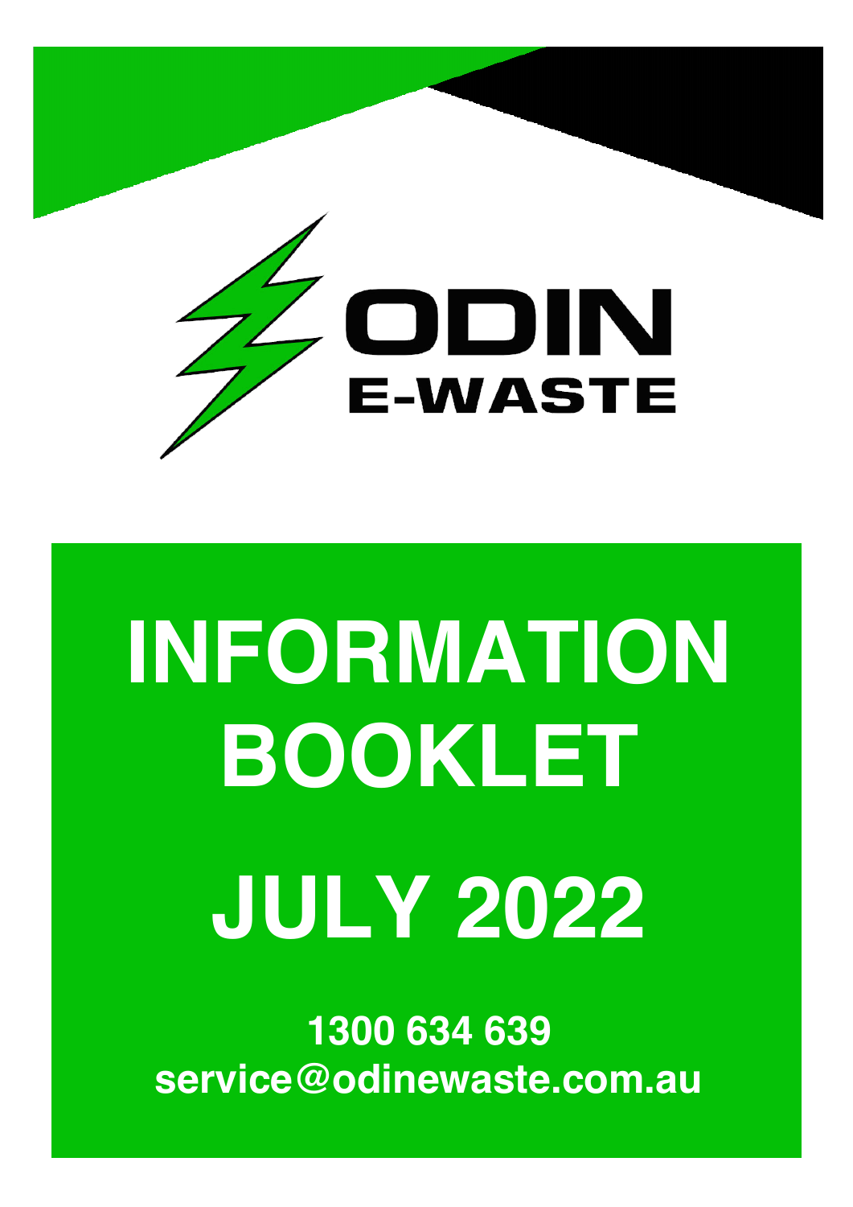ODIN

E-WASTE

# INFORMATION BOOKLET

# JULY 2022

**1300 634 639**

**service@odinewaste.com.au**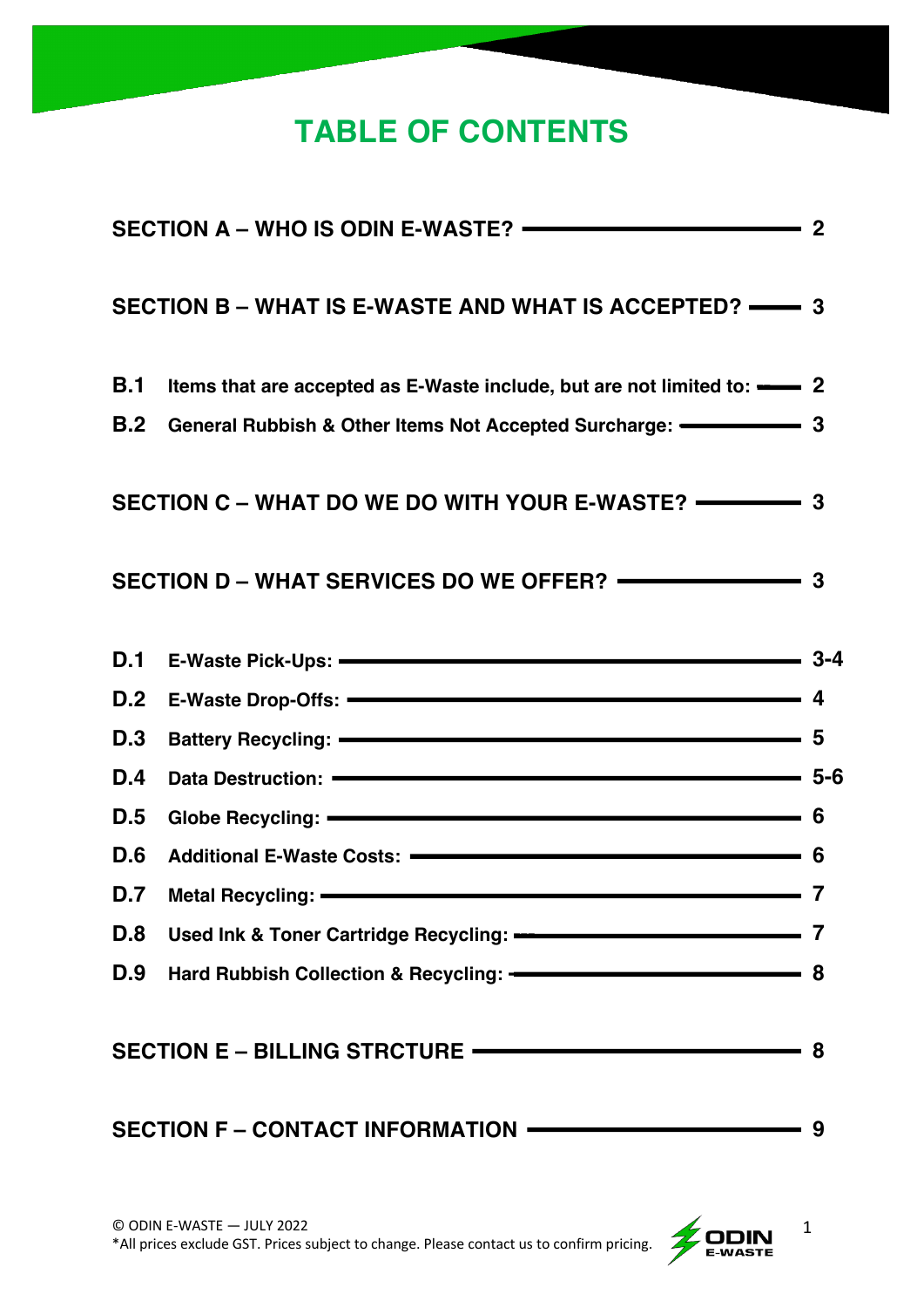# TABLE OF CONTENTS

**SECTION A – WHO IS ODIN E-WASTE?** — 2

**SECTION B – WHAT IS E-WASTE AND WHAT IS ACCEPTED?** — 3

- **B.1** Items that are accepted as E-Waste include, but are not limited to: — 2
- **B.2** General Rubbish & Other Items Not Accepted Surcharge: — 3

**SECTION C – WHAT DO WE DO WITH YOUR E-WASTE?** — 3

**SECTION D – WHAT SERVICES DO WE OFFER?** — 3

- **D.1** E-Waste Pick-Ups: — 3-4
- **D.2** E-Waste Drop-Offs: — 4
- **D.3** Battery Recycling: — 5
- **D.4** Data Destruction: — 5-6
- **D.5** Globe Recycling: — 6
- **D.6** Additional E-Waste Costs: — 6
- **D.7** Metal Recycling: — 7
- **D.8** Used Ink & Toner Cartridge Recycling: — 7
- **D.9** Hard Rubbish Collection & Recycling: — 8

**SECTION E – BILLING STRCTURE** — 8

**SECTION F – CONTACT INFORMATION** — 9

© ODIN E-WASTE — JULY 2022
*All prices exclude GST. Prices subject to change. Please contact us to confirm pricing.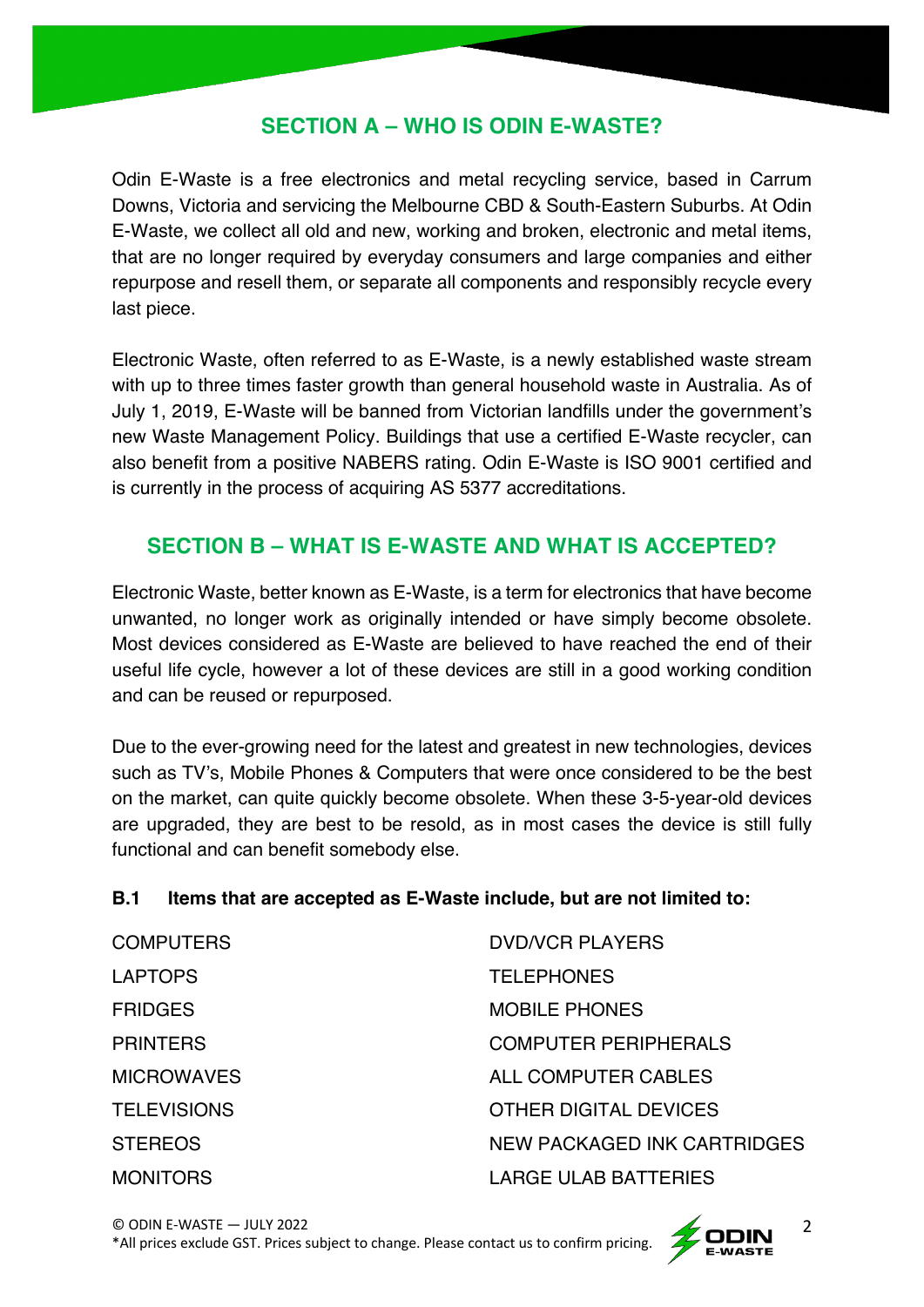## SECTION A – WHO IS ODIN E-WASTE?

Odin E-Waste is a free electronics and metal recycling service, based in Carrum Downs, Victoria and servicing the Melbourne CBD & South-Eastern Suburbs. At Odin E-Waste, we collect all old and new, working and broken, electronic and metal items, that are no longer required by everyday consumers and large companies and either repurpose and resell them, or separate all components and responsibly recycle every last piece.

Electronic Waste, often referred to as E-Waste, is a newly established waste stream with up to three times faster growth than general household waste in Australia. As of July 1, 2019, E-Waste will be banned from Victorian landfills under the government's new Waste Management Policy. Buildings that use a certified E-Waste recycler, can also benefit from a positive NABERS rating. Odin E-Waste is ISO 9001 certified and is currently in the process of acquiring AS 5377 accreditations.

## SECTION B – WHAT IS E-WASTE AND WHAT IS ACCEPTED?

Electronic Waste, better known as E-Waste, is a term for electronics that have become unwanted, no longer work as originally intended or have simply become obsolete. Most devices considered as E-Waste are believed to have reached the end of their useful life cycle, however a lot of these devices are still in a good working condition and can be reused or repurposed.

Due to the ever-growing need for the latest and greatest in new technologies, devices such as TV's, Mobile Phones & Computers that were once considered to be the best on the market, can quite quickly become obsolete. When these 3-5-year-old devices are upgraded, they are best to be resold, as in most cases the device is still fully functional and can benefit somebody else.

**B.1 Items that are accepted as E-Waste include, but are not limited to:**

- COMPUTERS
- LAPTOPS
- FRIDGES
- PRINTERS
- MICROWAVES
- TELEVISIONS
- STEREOS
- MONITORS
- DVD/VCR PLAYERS
- TELEPHONES
- MOBILE PHONES
- COMPUTER PERIPHERALS
- ALL COMPUTER CABLES
- OTHER DIGITAL DEVICES
- NEW PACKAGED INK CARTRIDGES
- LARGE ULAB BATTERIES

© ODIN E-WASTE — JULY 2022
*All prices exclude GST. Prices subject to change. Please contact us to confirm pricing.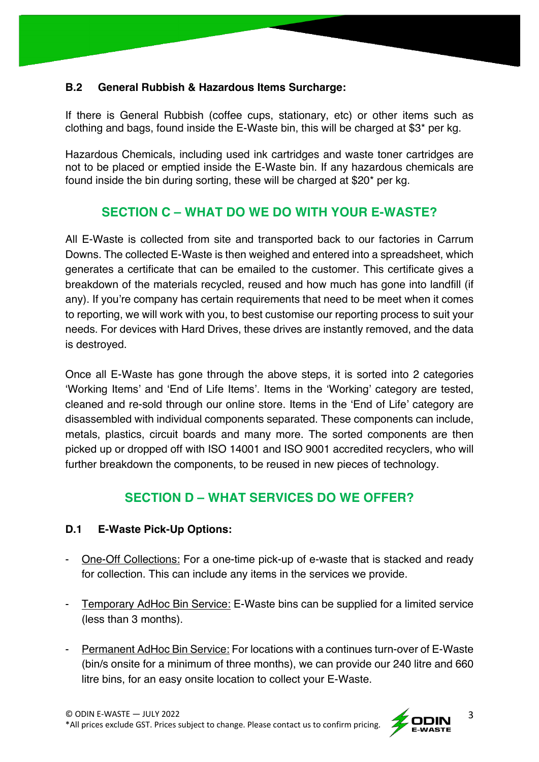### B.2 General Rubbish & Hazardous Items Surcharge:

If there is General Rubbish (coffee cups, stationary, etc) or other items such as clothing and bags, found inside the E-Waste bin, this will be charged at $3* per kg.

Hazardous Chemicals, including used ink cartridges and waste toner cartridges are not to be placed or emptied inside the E-Waste bin. If any hazardous chemicals are found inside the bin during sorting, these will be charged at $20* per kg.

## SECTION C – WHAT DO WE DO WITH YOUR E-WASTE?

All E-Waste is collected from site and transported back to our factories in Carrum Downs. The collected E-Waste is then weighed and entered into a spreadsheet, which generates a certificate that can be emailed to the customer. This certificate gives a breakdown of the materials recycled, reused and how much has gone into landfill (if any). If you're company has certain requirements that need to be meet when it comes to reporting, we will work with you, to best customise our reporting process to suit your needs. For devices with Hard Drives, these drives are instantly removed, and the data is destroyed.

Once all E-Waste has gone through the above steps, it is sorted into 2 categories 'Working Items' and 'End of Life Items'. Items in the 'Working' category are tested, cleaned and re-sold through our online store. Items in the 'End of Life' category are disassembled with individual components separated. These components can include, metals, plastics, circuit boards and many more. The sorted components are then picked up or dropped off with ISO 14001 and ISO 9001 accredited recyclers, who will further breakdown the components, to be reused in new pieces of technology.

## SECTION D – WHAT SERVICES DO WE OFFER?

### D.1 E-Waste Pick-Up Options:

- One-Off Collections: For a one-time pick-up of e-waste that is stacked and ready for collection. This can include any items in the services we provide.
- Temporary AdHoc Bin Service: E-Waste bins can be supplied for a limited service (less than 3 months).
- Permanent AdHoc Bin Service: For locations with a continues turn-over of E-Waste (bin/s onsite for a minimum of three months), we can provide our 240 litre and 660 litre bins, for an easy onsite location to collect your E-Waste.

*All prices exclude GST. Prices subject to change. Please contact us to confirm pricing.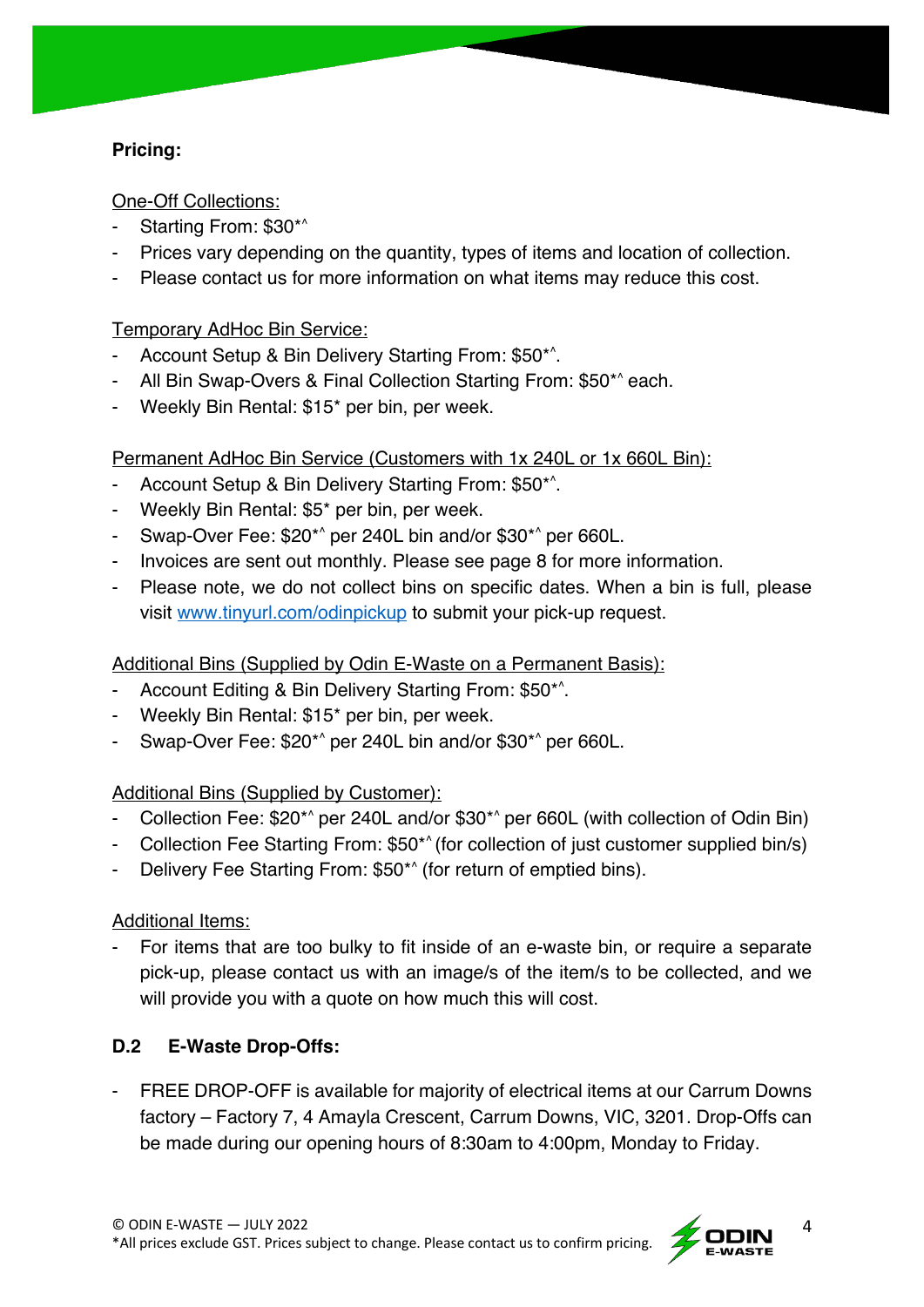**Pricing:**

One-Off Collections:

- Starting From: $30*^
- Prices vary depending on the quantity, types of items and location of collection.
- Please contact us for more information on what items may reduce this cost.

Temporary AdHoc Bin Service:

- Account Setup & Bin Delivery Starting From: $50*^.
- All Bin Swap-Overs & Final Collection Starting From: $50*^ each.
- Weekly Bin Rental: $15* per bin, per week.

Permanent AdHoc Bin Service (Customers with 1x 240L or 1x 660L Bin):

- Account Setup & Bin Delivery Starting From: $50*^.
- Weekly Bin Rental: $5* per bin, per week.
- Swap-Over Fee: $20*^ per 240L bin and/or $30*^ per 660L.
- Invoices are sent out monthly. Please see page 8 for more information.
- Please note, we do not collect bins on specific dates. When a bin is full, please visit www.tinyurl.com/odinpickup to submit your pick-up request.

Additional Bins (Supplied by Odin E-Waste on a Permanent Basis):

- Account Editing & Bin Delivery Starting From: $50*^.
- Weekly Bin Rental: $15* per bin, per week.
- Swap-Over Fee: $20*^ per 240L bin and/or $30*^ per 660L.

Additional Bins (Supplied by Customer):

- Collection Fee: $20*^ per 240L and/or $30*^ per 660L (with collection of Odin Bin)
- Collection Fee Starting From: $50*^ (for collection of just customer supplied bin/s)
- Delivery Fee Starting From: $50*^ (for return of emptied bins).

Additional Items:

- For items that are too bulky to fit inside of an e-waste bin, or require a separate pick-up, please contact us with an image/s of the item/s to be collected, and we will provide you with a quote on how much this will cost.

### D.2 E-Waste Drop-Offs:

- FREE DROP-OFF is available for majority of electrical items at our Carrum Downs factory – Factory 7, 4 Amayla Crescent, Carrum Downs, VIC, 3201. Drop-Offs can be made during our opening hours of 8:30am to 4:00pm, Monday to Friday.

*All prices exclude GST. Prices subject to change. Please contact us to confirm pricing.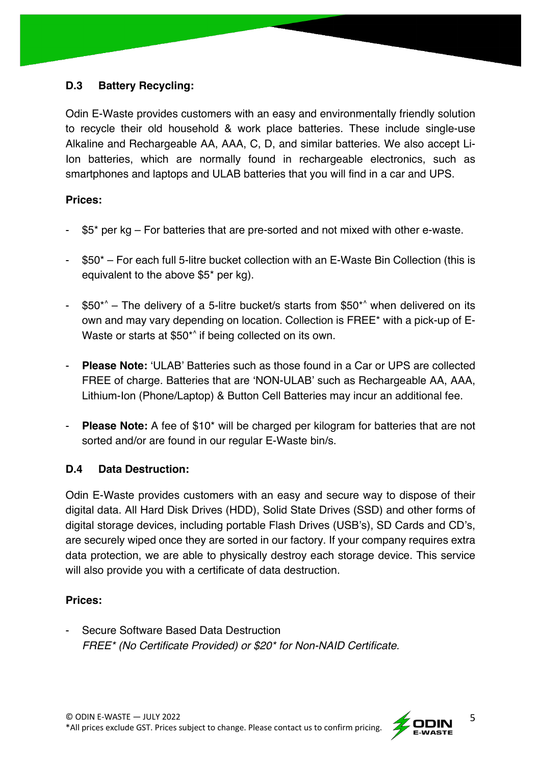### D.3 Battery Recycling:

Odin E-Waste provides customers with an easy and environmentally friendly solution to recycle their old household & work place batteries. These include single-use Alkaline and Rechargeable AA, AAA, C, D, and similar batteries. We also accept Li-Ion batteries, which are normally found in rechargeable electronics, such as smartphones and laptops and ULAB batteries that you will find in a car and UPS.

**Prices:**

- $5* per kg – For batteries that are pre-sorted and not mixed with other e-waste.
- $50* – For each full 5-litre bucket collection with an E-Waste Bin Collection (this is equivalent to the above $5* per kg).
- $50*^ – The delivery of a 5-litre bucket/s starts from $50*^ when delivered on its own and may vary depending on location. Collection is FREE* with a pick-up of E-Waste or starts at $50*^ if being collected on its own.
- **Please Note:** 'ULAB' Batteries such as those found in a Car or UPS are collected FREE of charge. Batteries that are 'NON-ULAB' such as Rechargeable AA, AAA, Lithium-Ion (Phone/Laptop) & Button Cell Batteries may incur an additional fee.
- **Please Note:** A fee of $10* will be charged per kilogram for batteries that are not sorted and/or are found in our regular E-Waste bin/s.

### D.4 Data Destruction:

Odin E-Waste provides customers with an easy and secure way to dispose of their digital data. All Hard Disk Drives (HDD), Solid State Drives (SSD) and other forms of digital storage devices, including portable Flash Drives (USB's), SD Cards and CD's, are securely wiped once they are sorted in our factory. If your company requires extra data protection, we are able to physically destroy each storage device. This service will also provide you with a certificate of data destruction.

**Prices:**

- Secure Software Based Data Destruction
  *FREE* (No Certificate Provided) or $20* for Non-NAID Certificate.*

© ODIN E-WASTE — JULY 2022
*All prices exclude GST. Prices subject to change. Please contact us to confirm pricing.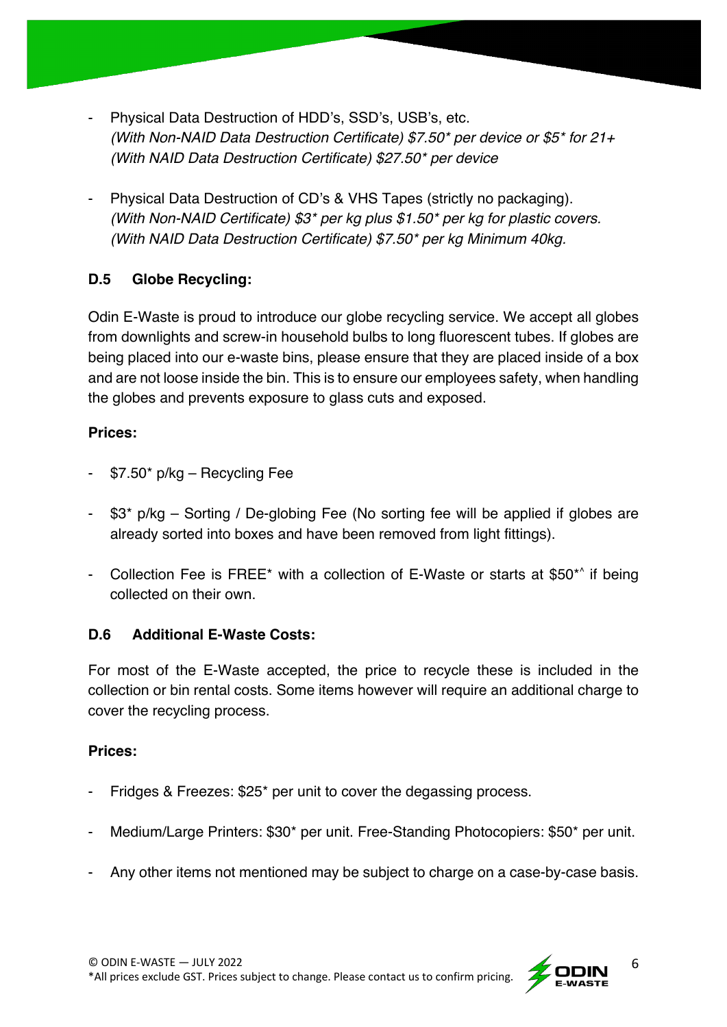- Physical Data Destruction of HDD's, SSD's, USB's, etc.
  *(With Non-NAID Data Destruction Certificate) $7.50* per device or $5* for 21+*
  *(With NAID Data Destruction Certificate) $27.50* per device*

- Physical Data Destruction of CD's & VHS Tapes (strictly no packaging).
  *(With Non-NAID Certificate) $3* per kg plus $1.50* per kg for plastic covers.*
  *(With NAID Data Destruction Certificate) $7.50* per kg Minimum 40kg.*

### D.5 Globe Recycling:

Odin E-Waste is proud to introduce our globe recycling service. We accept all globes from downlights and screw-in household bulbs to long fluorescent tubes. If globes are being placed into our e-waste bins, please ensure that they are placed inside of a box and are not loose inside the bin. This is to ensure our employees safety, when handling the globes and prevents exposure to glass cuts and exposed.

**Prices:**

- $7.50* p/kg – Recycling Fee
- $3* p/kg – Sorting / De-globing Fee (No sorting fee will be applied if globes are already sorted into boxes and have been removed from light fittings).
- Collection Fee is FREE* with a collection of E-Waste or starts at $50*^ if being collected on their own.

### D.6 Additional E-Waste Costs:

For most of the E-Waste accepted, the price to recycle these is included in the collection or bin rental costs. Some items however will require an additional charge to cover the recycling process.

**Prices:**

- Fridges & Freezes: $25* per unit to cover the degassing process.
- Medium/Large Printers: $30* per unit. Free-Standing Photocopiers: $50* per unit.
- Any other items not mentioned may be subject to charge on a case-by-case basis.

© ODIN E-WASTE — JULY 2022
*All prices exclude GST. Prices subject to change. Please contact us to confirm pricing.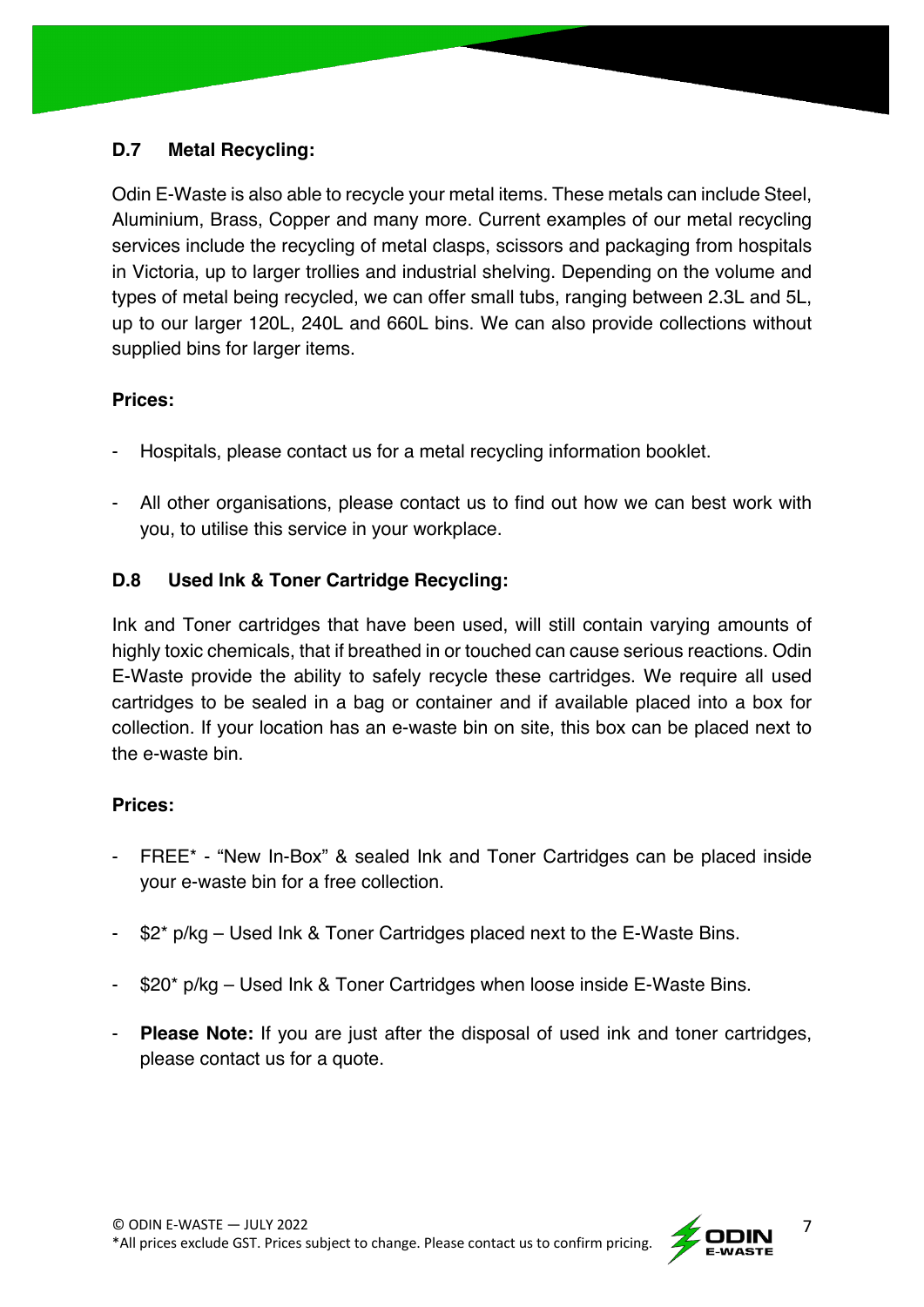### D.7 Metal Recycling:

Odin E-Waste is also able to recycle your metal items. These metals can include Steel, Aluminium, Brass, Copper and many more. Current examples of our metal recycling services include the recycling of metal clasps, scissors and packaging from hospitals in Victoria, up to larger trollies and industrial shelving. Depending on the volume and types of metal being recycled, we can offer small tubs, ranging between 2.3L and 5L, up to our larger 120L, 240L and 660L bins. We can also provide collections without supplied bins for larger items.

**Prices:**

- Hospitals, please contact us for a metal recycling information booklet.
- All other organisations, please contact us to find out how we can best work with you, to utilise this service in your workplace.

### D.8 Used Ink & Toner Cartridge Recycling:

Ink and Toner cartridges that have been used, will still contain varying amounts of highly toxic chemicals, that if breathed in or touched can cause serious reactions. Odin E-Waste provide the ability to safely recycle these cartridges. We require all used cartridges to be sealed in a bag or container and if available placed into a box for collection. If your location has an e-waste bin on site, this box can be placed next to the e-waste bin.

**Prices:**

- FREE* - "New In-Box" & sealed Ink and Toner Cartridges can be placed inside your e-waste bin for a free collection.
- $2* p/kg – Used Ink & Toner Cartridges placed next to the E-Waste Bins.
- $20* p/kg – Used Ink & Toner Cartridges when loose inside E-Waste Bins.
- **Please Note:** If you are just after the disposal of used ink and toner cartridges, please contact us for a quote.

© ODIN E-WASTE — JULY 2022
*All prices exclude GST. Prices subject to change. Please contact us to confirm pricing.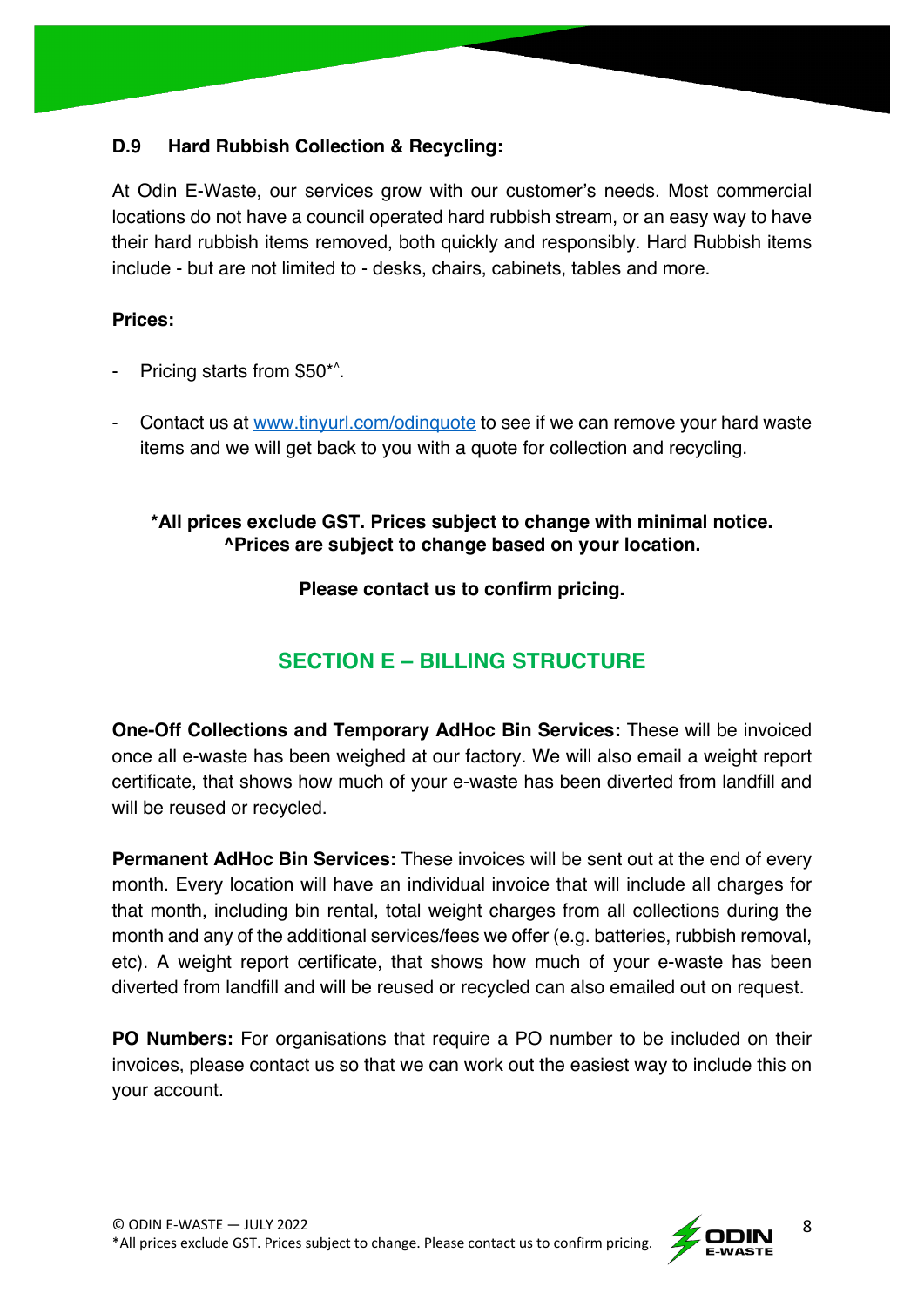### D.9 Hard Rubbish Collection & Recycling:

At Odin E-Waste, our services grow with our customer's needs. Most commercial locations do not have a council operated hard rubbish stream, or an easy way to have their hard rubbish items removed, both quickly and responsibly. Hard Rubbish items include - but are not limited to - desks, chairs, cabinets, tables and more.

**Prices:**

- Pricing starts from $50*^.
- Contact us at [www.tinyurl.com/odinquote](www.tinyurl.com/odinquote) to see if we can remove your hard waste items and we will get back to you with a quote for collection and recycling.

**\*All prices exclude GST. Prices subject to change with minimal notice.**
**^Prices are subject to change based on your location.**

**Please contact us to confirm pricing.**

## SECTION E – BILLING STRUCTURE

**One-Off Collections and Temporary AdHoc Bin Services:** These will be invoiced once all e-waste has been weighed at our factory. We will also email a weight report certificate, that shows how much of your e-waste has been diverted from landfill and will be reused or recycled.

**Permanent AdHoc Bin Services:** These invoices will be sent out at the end of every month. Every location will have an individual invoice that will include all charges for that month, including bin rental, total weight charges from all collections during the month and any of the additional services/fees we offer (e.g. batteries, rubbish removal, etc). A weight report certificate, that shows how much of your e-waste has been diverted from landfill and will be reused or recycled can also emailed out on request.

**PO Numbers:** For organisations that require a PO number to be included on their invoices, please contact us so that we can work out the easiest way to include this on your account.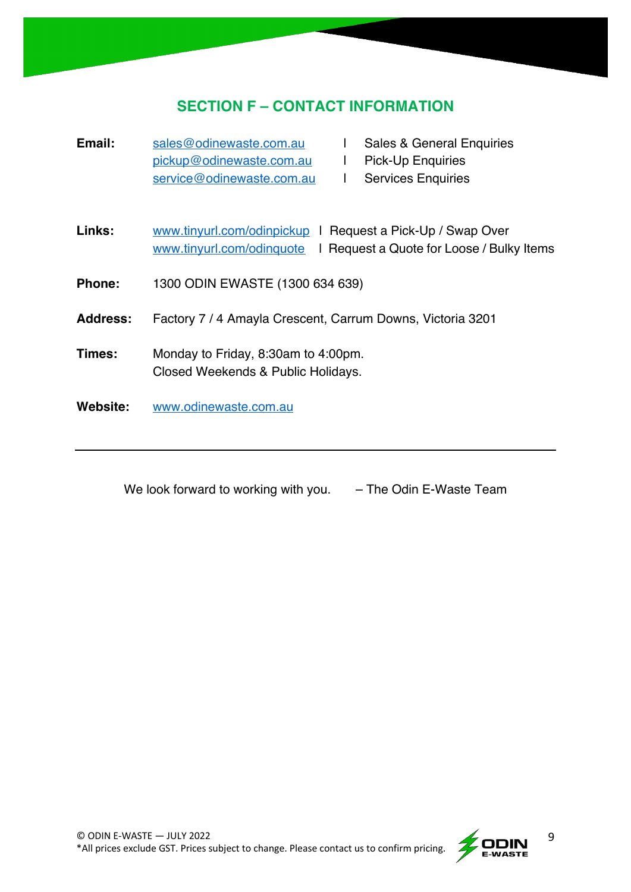## SECTION F – CONTACT INFORMATION

**Email:** sales@odinewaste.com.au | Sales & General Enquiries
pickup@odinewaste.com.au | Pick-Up Enquiries
service@odinewaste.com.au | Services Enquiries

**Links:** www.tinyurl.com/odinpickup | Request a Pick-Up / Swap Over
www.tinyurl.com/odinquote | Request a Quote for Loose / Bulky Items

**Phone:** 1300 ODIN EWASTE (1300 634 639)

**Address:** Factory 7 / 4 Amayla Crescent, Carrum Downs, Victoria 3201

**Times:** Monday to Friday, 8:30am to 4:00pm.
Closed Weekends & Public Holidays.

**Website:** www.odinewaste.com.au

---

We look forward to working with you. – The Odin E-Waste Team

© ODIN E-WASTE — JULY 2022
*All prices exclude GST. Prices subject to change. Please contact us to confirm pricing.